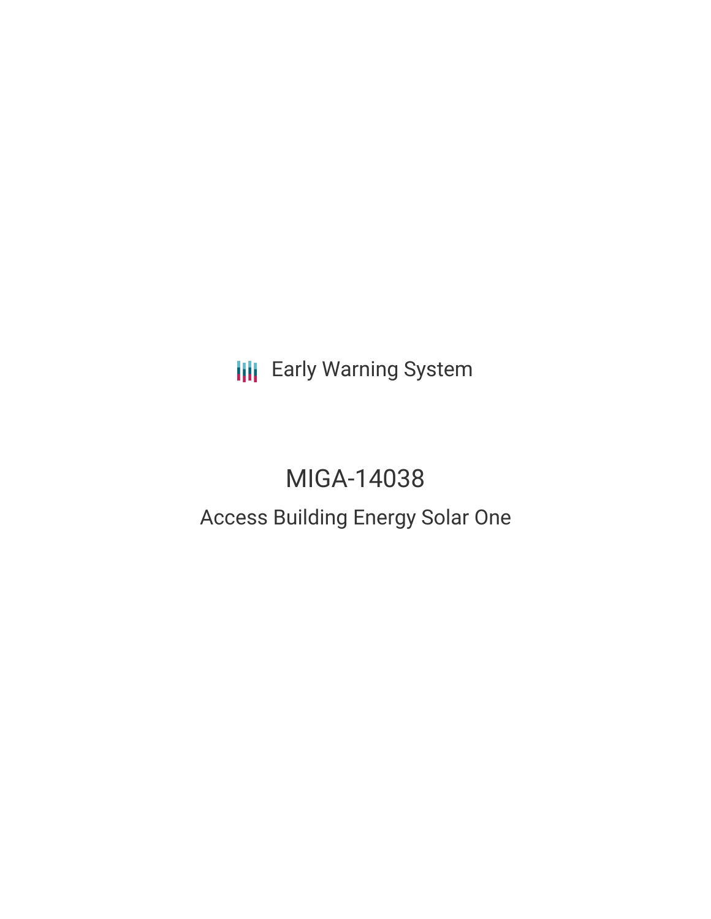Early Warning System

# MIGA-14038

## Access Building Energy Solar One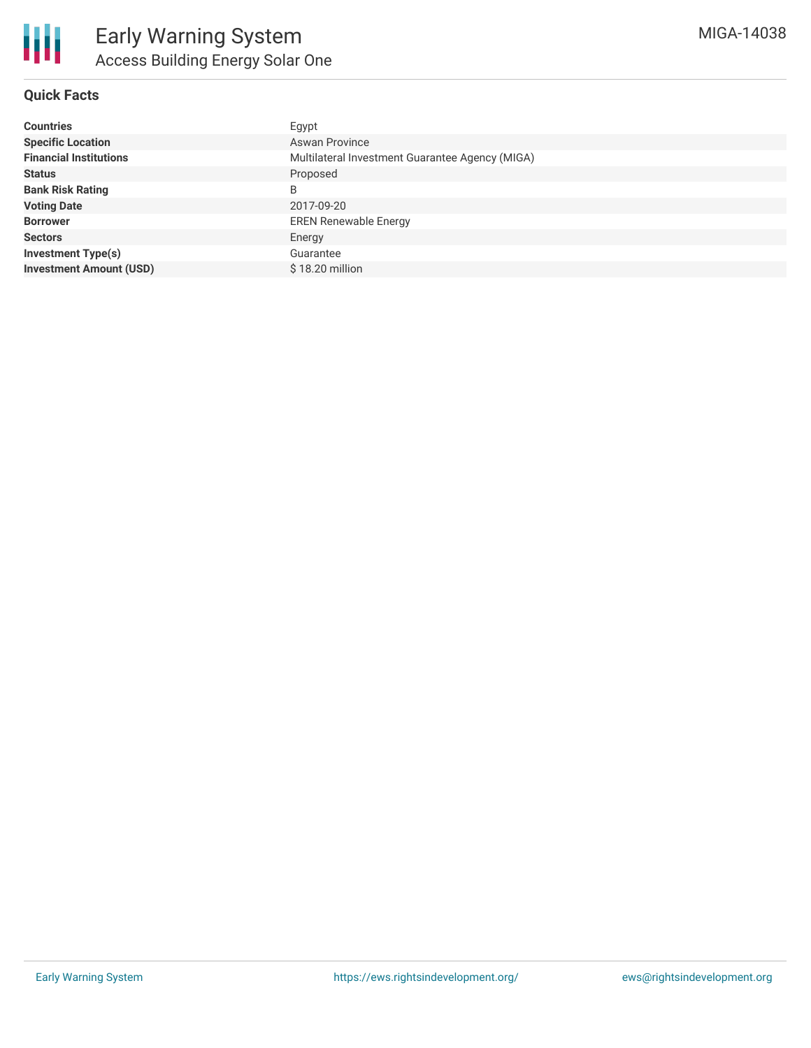# Early Warning System

## Access Building Energy Solar One

MIGA-14038

### Quick Facts

| | |
|---|---|
| **Countries** | Egypt |
| **Specific Location** | Aswan Province |
| **Financial Institutions** | Multilateral Investment Guarantee Agency (MIGA) |
| **Status** | Proposed |
| **Bank Risk Rating** | B |
| **Voting Date** | 2017-09-20 |
| **Borrower** | EREN Renewable Energy |
| **Sectors** | Energy |
| **Investment Type(s)** | Guarantee |
| **Investment Amount (USD)** | $ 18.20 million |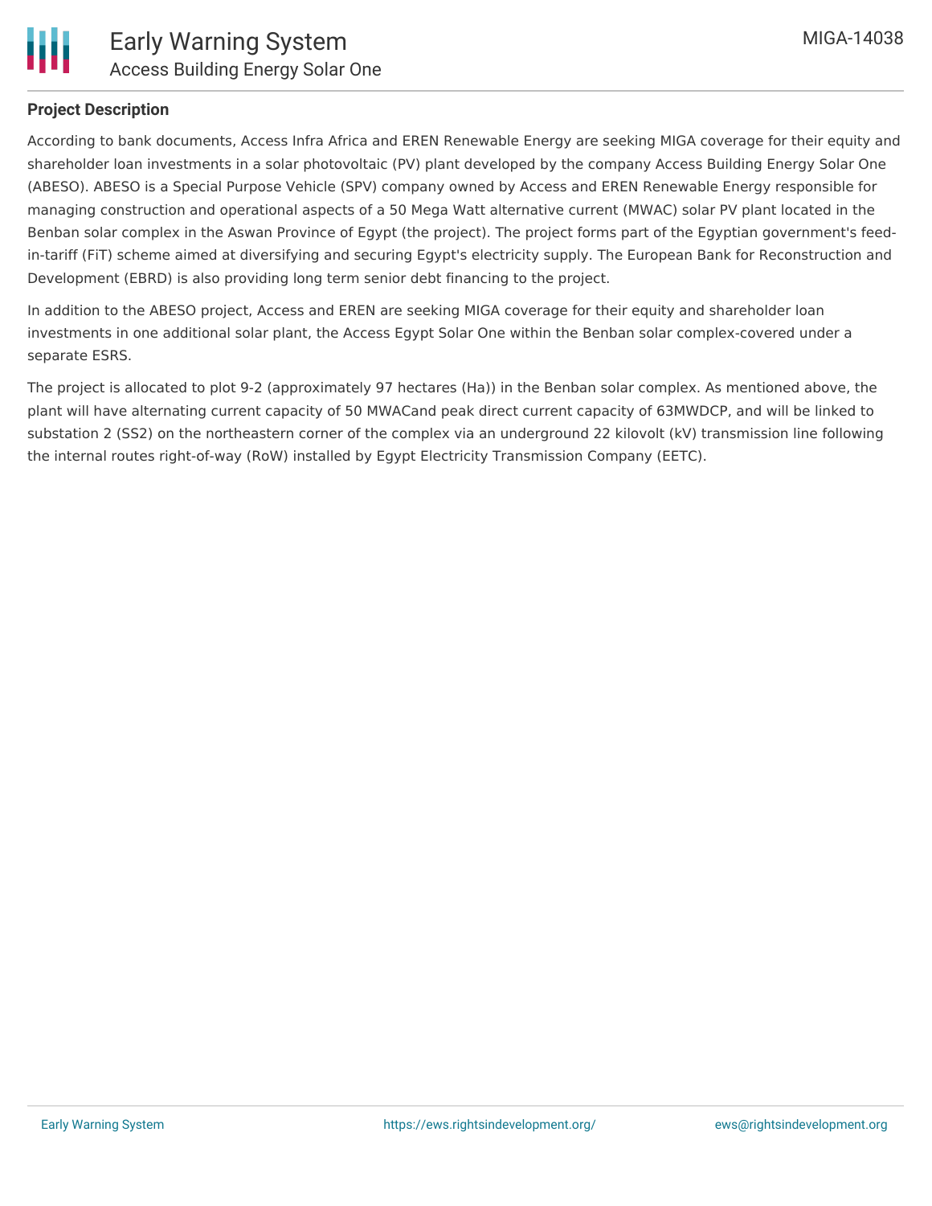## Project Description

According to bank documents, Access Infra Africa and EREN Renewable Energy are seeking MIGA coverage for their equity and shareholder loan investments in a solar photovoltaic (PV) plant developed by the company Access Building Energy Solar One (ABESO). ABESO is a Special Purpose Vehicle (SPV) company owned by Access and EREN Renewable Energy responsible for managing construction and operational aspects of a 50 Mega Watt alternative current (MWAC) solar PV plant located in the Benban solar complex in the Aswan Province of Egypt (the project). The project forms part of the Egyptian government's feed-in-tariff (FiT) scheme aimed at diversifying and securing Egypt's electricity supply. The European Bank for Reconstruction and Development (EBRD) is also providing long term senior debt financing to the project.

In addition to the ABESO project, Access and EREN are seeking MIGA coverage for their equity and shareholder loan investments in one additional solar plant, the Access Egypt Solar One within the Benban solar complex-covered under a separate ESRS.

The project is allocated to plot 9-2 (approximately 97 hectares (Ha)) in the Benban solar complex. As mentioned above, the plant will have alternating current capacity of 50 MWACand peak direct current capacity of 63MWDCP, and will be linked to substation 2 (SS2) on the northeastern corner of the complex via an underground 22 kilovolt (kV) transmission line following the internal routes right-of-way (RoW) installed by Egypt Electricity Transmission Company (EETC).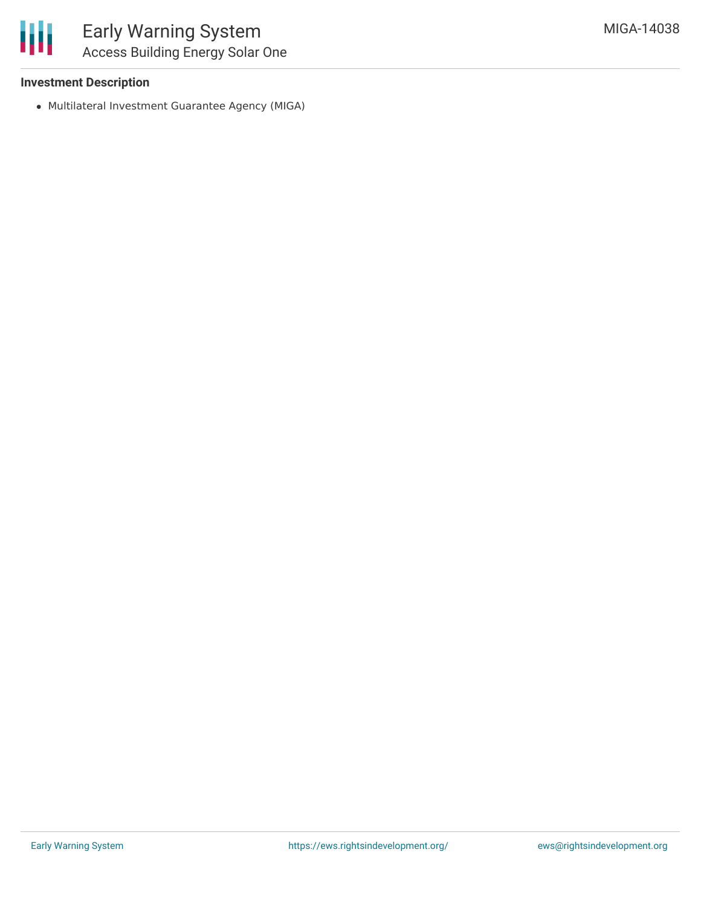### Investment Description

- Multilateral Investment Guarantee Agency (MIGA)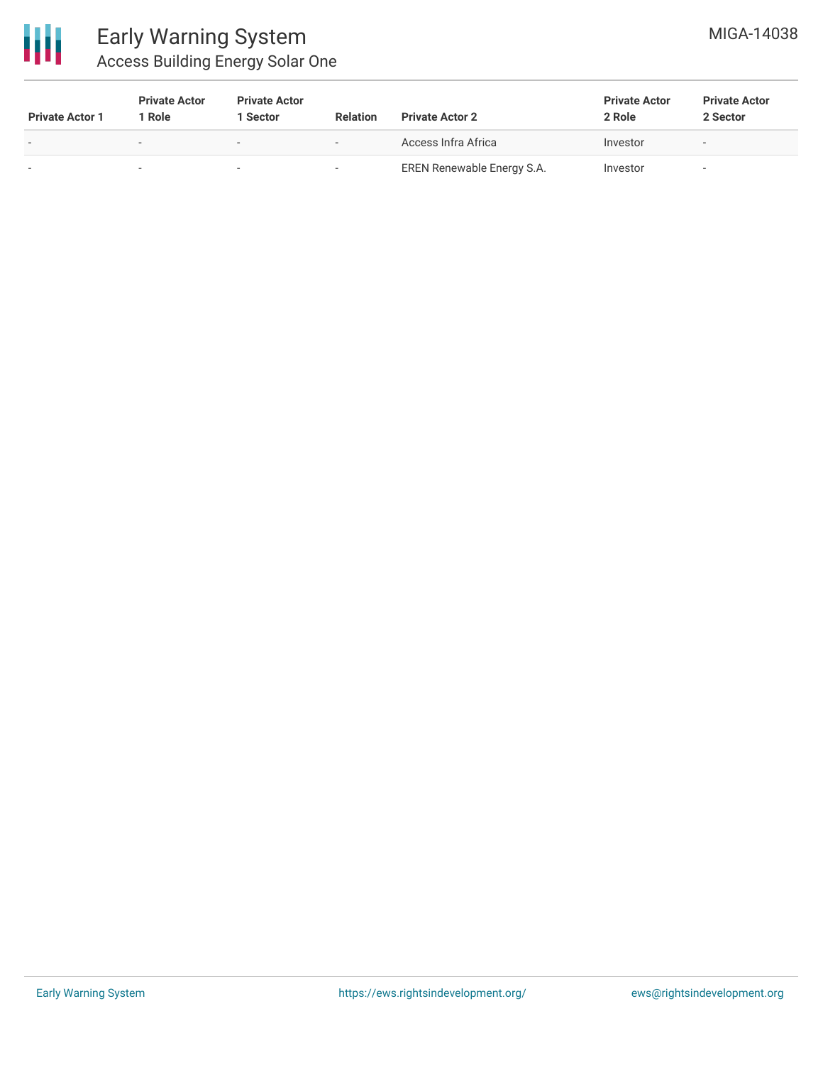| Private Actor 1 | Private Actor 1 Role | Private Actor 1 Sector | Relation | Private Actor 2 | Private Actor 2 Role | Private Actor 2 Sector |
|---|---|---|---|---|---|---|
| - | - | - | - | Access Infra Africa | Investor | - |
| - | - | - | - | EREN Renewable Energy S.A. | Investor | - |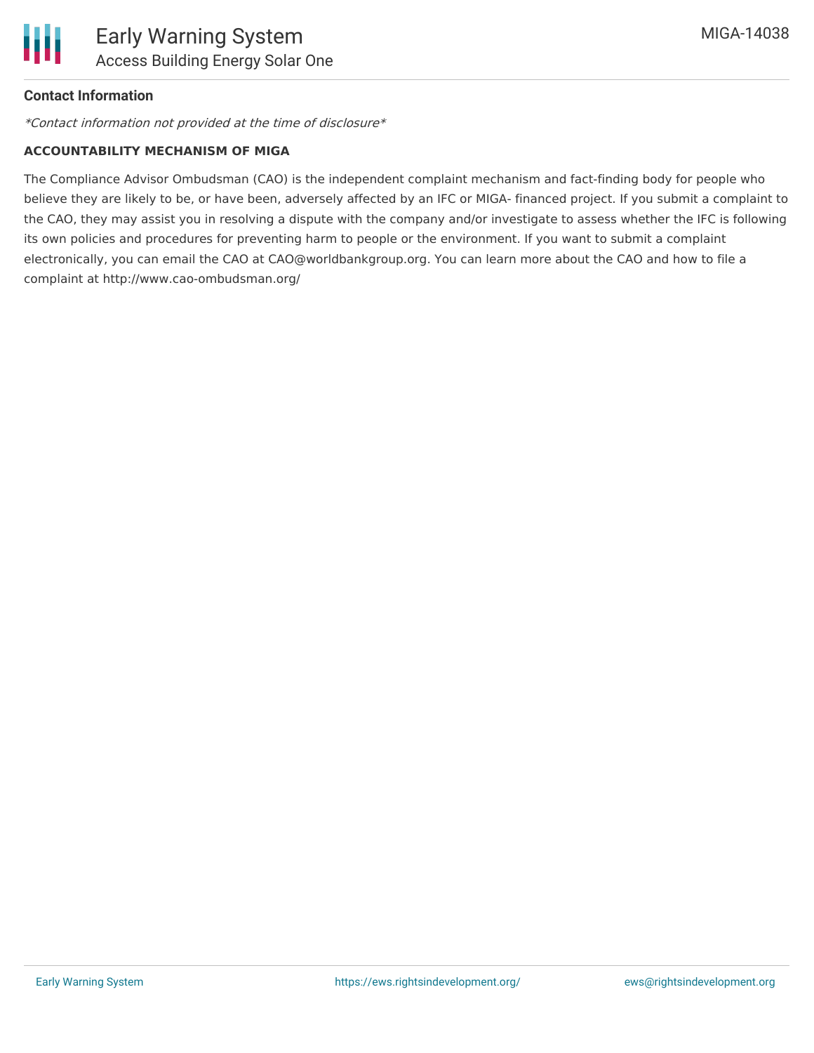**Contact Information**

*\*Contact information not provided at the time of disclosure\**

**ACCOUNTABILITY MECHANISM OF MIGA**

The Compliance Advisor Ombudsman (CAO) is the independent complaint mechanism and fact-finding body for people who believe they are likely to be, or have been, adversely affected by an IFC or MIGA- financed project. If you submit a complaint to the CAO, they may assist you in resolving a dispute with the company and/or investigate to assess whether the IFC is following its own policies and procedures for preventing harm to people or the environment. If you want to submit a complaint electronically, you can email the CAO at CAO@worldbankgroup.org. You can learn more about the CAO and how to file a complaint at http://www.cao-ombudsman.org/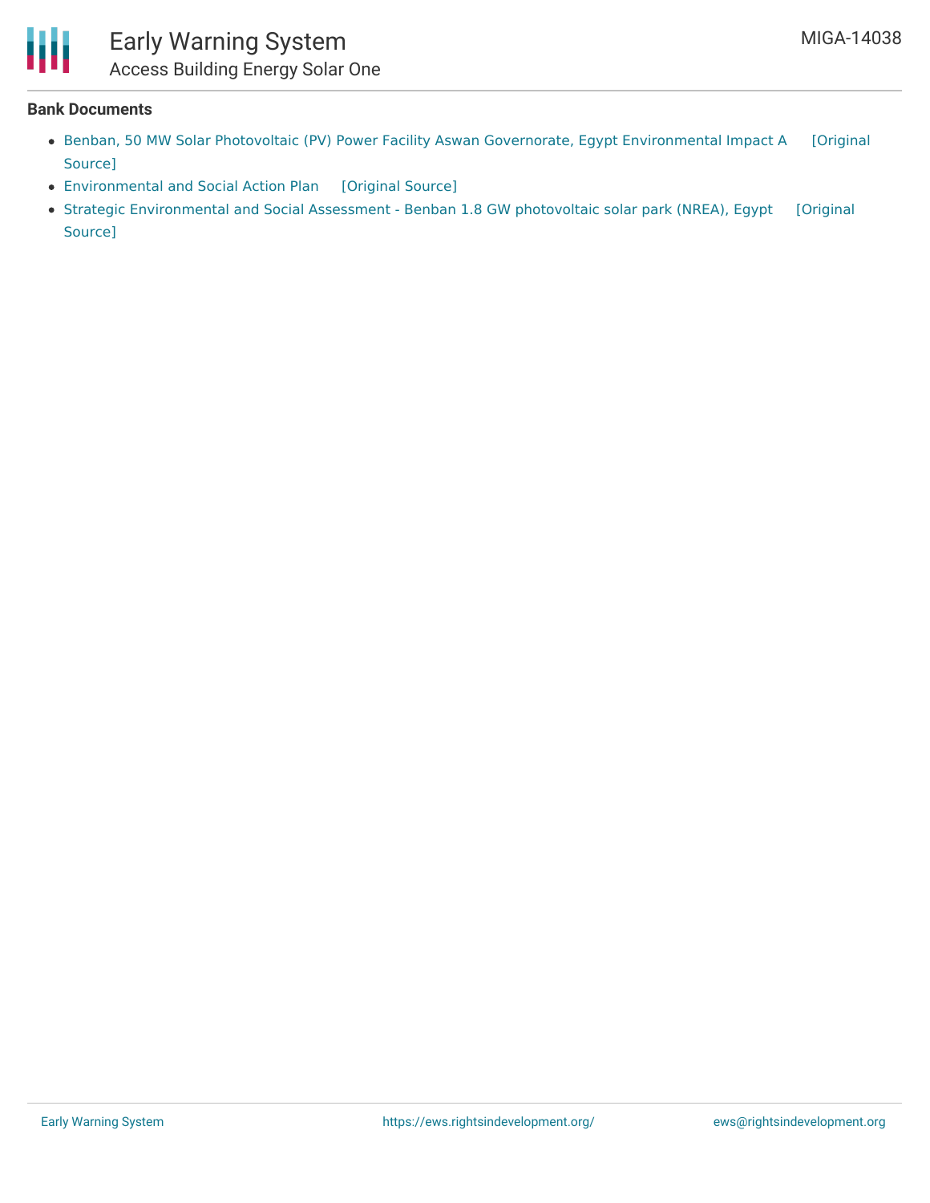## Bank Documents

- Benban, 50 MW Solar Photovoltaic (PV) Power Facility Aswan Governorate, Egypt Environmental Impact A [Original Source]
- Environmental and Social Action Plan [Original Source]
- Strategic Environmental and Social Assessment - Benban 1.8 GW photovoltaic solar park (NREA), Egypt [Original Source]